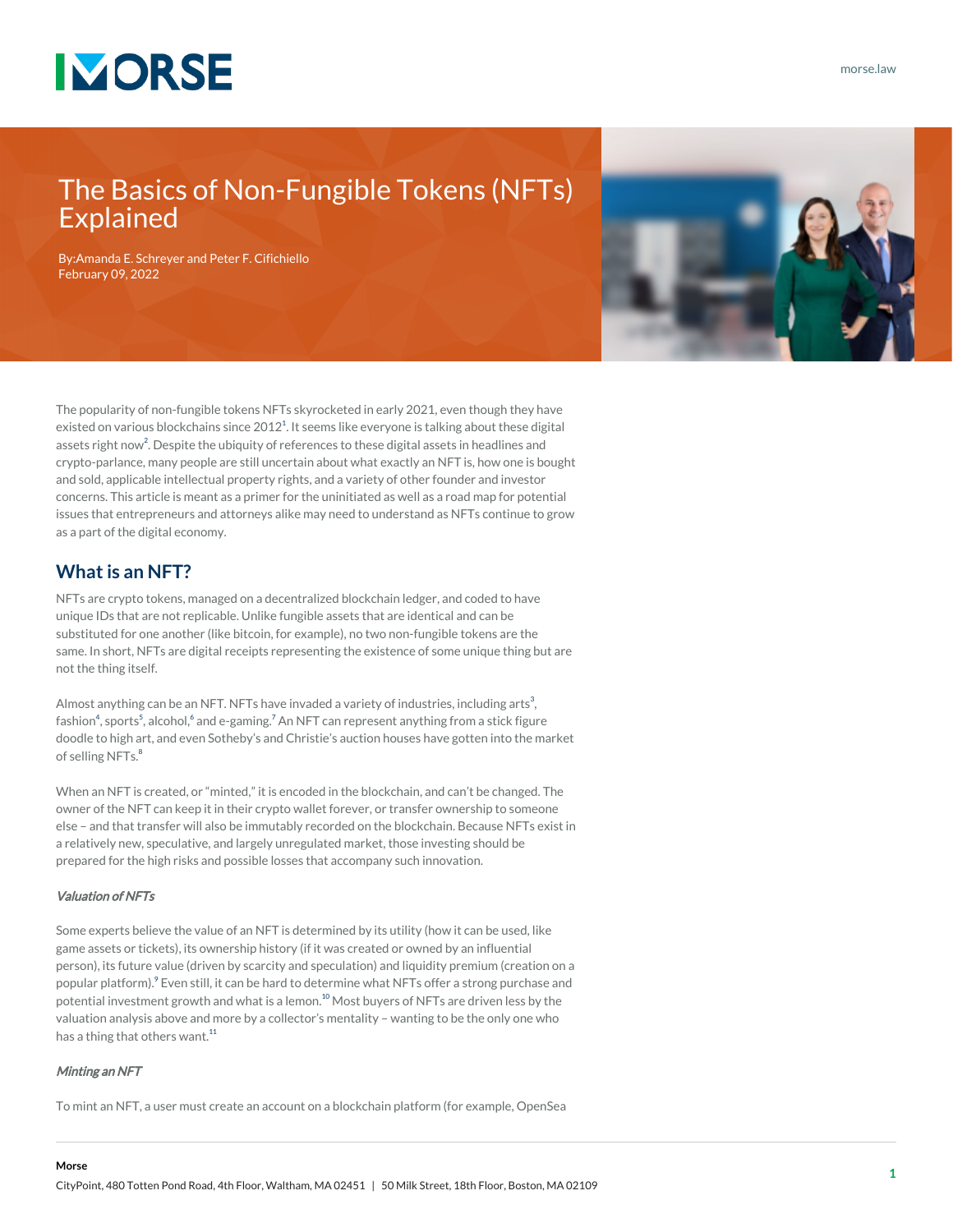# The Basics of Non-Fungible Tokens (NFTs) Explained

By:Amanda E. Schreyer and Peter F. Cifichiello
February 09, 2022

The popularity of non-fungible tokens NFTs skyrocketed in early 2021, even though they have existed on various blockchains since 2012[1]. It seems like everyone is talking about these digital assets right now[2]. Despite the ubiquity of references to these digital assets in headlines and crypto-parlance, many people are still uncertain about what exactly an NFT is, how one is bought and sold, applicable intellectual property rights, and a variety of other founder and investor concerns. This article is meant as a primer for the uninitiated as well as a road map for potential issues that entrepreneurs and attorneys alike may need to understand as NFTs continue to grow as a part of the digital economy.

## What is an NFT?

NFTs are crypto tokens, managed on a decentralized blockchain ledger, and coded to have unique IDs that are not replicable. Unlike fungible assets that are identical and can be substituted for one another (like bitcoin, for example), no two non-fungible tokens are the same. In short, NFTs are digital receipts representing the existence of some unique thing but are not the thing itself.

Almost anything can be an NFT. NFTs have invaded a variety of industries, including arts[3], fashion[4], sports[5], alcohol,[6] and e-gaming.[7] An NFT can represent anything from a stick figure doodle to high art, and even Sotheby's and Christie's auction houses have gotten into the market of selling NFTs.[8]

When an NFT is created, or "minted," it is encoded in the blockchain, and can't be changed. The owner of the NFT can keep it in their crypto wallet forever, or transfer ownership to someone else – and that transfer will also be immutably recorded on the blockchain. Because NFTs exist in a relatively new, speculative, and largely unregulated market, those investing should be prepared for the high risks and possible losses that accompany such innovation.

### *Valuation of NFTs*

Some experts believe the value of an NFT is determined by its utility (how it can be used, like game assets or tickets), its ownership history (if it was created or owned by an influential person), its future value (driven by scarcity and speculation) and liquidity premium (creation on a popular platform).[9] Even still, it can be hard to determine what NFTs offer a strong purchase and potential investment growth and what is a lemon.[10] Most buyers of NFTs are driven less by the valuation analysis above and more by a collector's mentality – wanting to be the only one who has a thing that others want.[11]

### *Minting an NFT*

To mint an NFT, a user must create an account on a blockchain platform (for example, OpenSea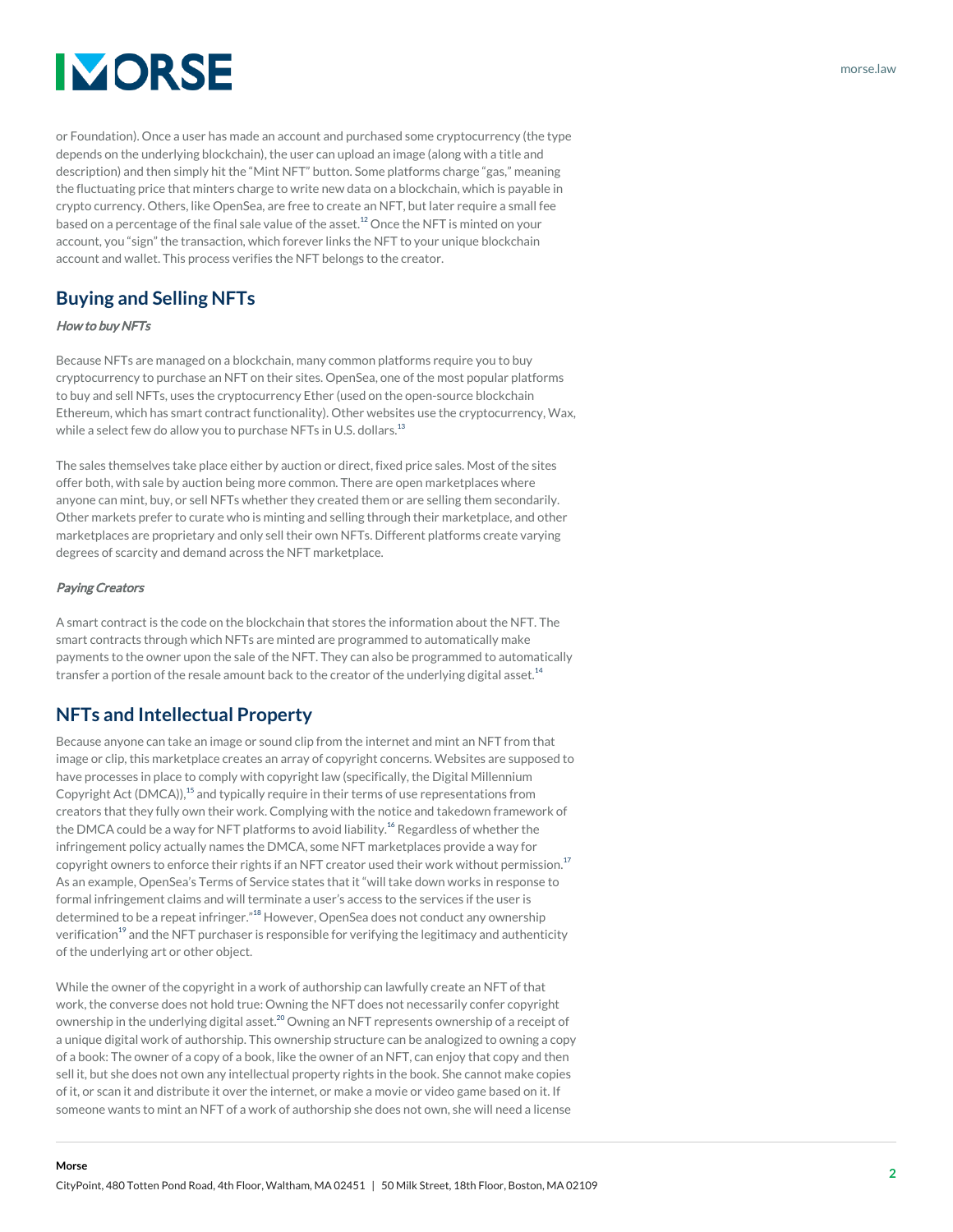or Foundation). Once a user has made an account and purchased some cryptocurrency (the type depends on the underlying blockchain), the user can upload an image (along with a title and description) and then simply hit the "Mint NFT" button. Some platforms charge "gas," meaning the fluctuating price that minters charge to write new data on a blockchain, which is payable in crypto currency. Others, like OpenSea, are free to create an NFT, but later require a small fee based on a percentage of the final sale value of the asset.[12] Once the NFT is minted on your account, you "sign" the transaction, which forever links the NFT to your unique blockchain account and wallet. This process verifies the NFT belongs to the creator.

## Buying and Selling NFTs

### *How to buy NFTs*

Because NFTs are managed on a blockchain, many common platforms require you to buy cryptocurrency to purchase an NFT on their sites. OpenSea, one of the most popular platforms to buy and sell NFTs, uses the cryptocurrency Ether (used on the open-source blockchain Ethereum, which has smart contract functionality). Other websites use the cryptocurrency, Wax, while a select few do allow you to purchase NFTs in U.S. dollars.[13]

The sales themselves take place either by auction or direct, fixed price sales. Most of the sites offer both, with sale by auction being more common. There are open marketplaces where anyone can mint, buy, or sell NFTs whether they created them or are selling them secondarily. Other markets prefer to curate who is minting and selling through their marketplace, and other marketplaces are proprietary and only sell their own NFTs. Different platforms create varying degrees of scarcity and demand across the NFT marketplace.

### *Paying Creators*

A smart contract is the code on the blockchain that stores the information about the NFT. The smart contracts through which NFTs are minted are programmed to automatically make payments to the owner upon the sale of the NFT. They can also be programmed to automatically transfer a portion of the resale amount back to the creator of the underlying digital asset.[14]

## NFTs and Intellectual Property

Because anyone can take an image or sound clip from the internet and mint an NFT from that image or clip, this marketplace creates an array of copyright concerns. Websites are supposed to have processes in place to comply with copyright law (specifically, the Digital Millennium Copyright Act (DMCA)),[15] and typically require in their terms of use representations from creators that they fully own their work. Complying with the notice and takedown framework of the DMCA could be a way for NFT platforms to avoid liability.[16] Regardless of whether the infringement policy actually names the DMCA, some NFT marketplaces provide a way for copyright owners to enforce their rights if an NFT creator used their work without permission.[17] As an example, OpenSea's Terms of Service states that it "will take down works in response to formal infringement claims and will terminate a user's access to the services if the user is determined to be a repeat infringer."[18] However, OpenSea does not conduct any ownership verification[19] and the NFT purchaser is responsible for verifying the legitimacy and authenticity of the underlying art or other object.

While the owner of the copyright in a work of authorship can lawfully create an NFT of that work, the converse does not hold true: Owning the NFT does not necessarily confer copyright ownership in the underlying digital asset.[20] Owning an NFT represents ownership of a receipt of a unique digital work of authorship. This ownership structure can be analogized to owning a copy of a book: The owner of a copy of a book, like the owner of an NFT, can enjoy that copy and then sell it, but she does not own any intellectual property rights in the book. She cannot make copies of it, or scan it and distribute it over the internet, or make a movie or video game based on it. If someone wants to mint an NFT of a work of authorship she does not own, she will need a license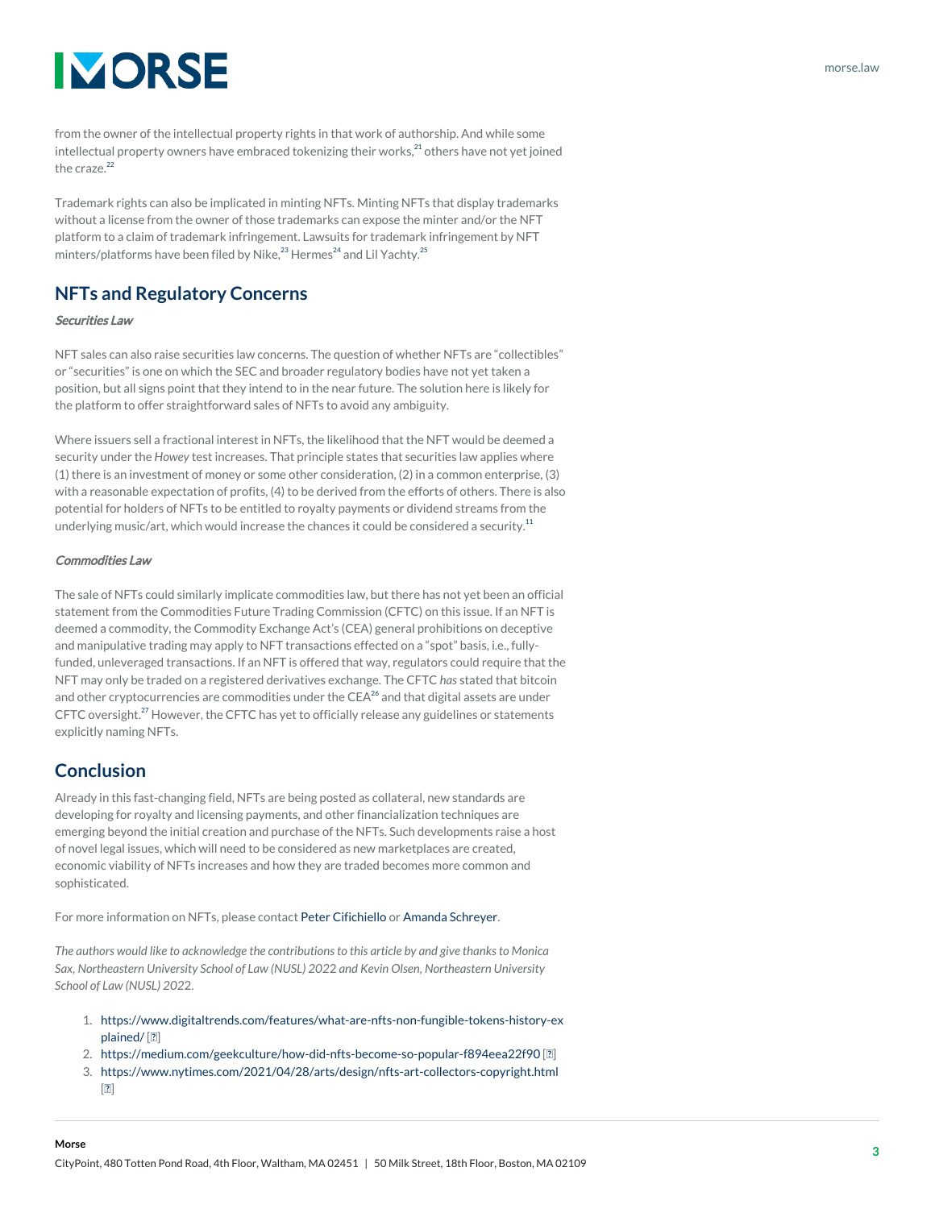from the owner of the intellectual property rights in that work of authorship. And while some intellectual property owners have embraced tokenizing their works,[21] others have not yet joined the craze.[22]

Trademark rights can also be implicated in minting NFTs. Minting NFTs that display trademarks without a license from the owner of those trademarks can expose the minter and/or the NFT platform to a claim of trademark infringement. Lawsuits for trademark infringement by NFT minters/platforms have been filed by Nike,[23] Hermes[24] and Lil Yachty.[25]

## NFTs and Regulatory Concerns

***Securities Law***

NFT sales can also raise securities law concerns. The question of whether NFTs are "collectibles" or "securities" is one on which the SEC and broader regulatory bodies have not yet taken a position, but all signs point that they intend to in the near future. The solution here is likely for the platform to offer straightforward sales of NFTs to avoid any ambiguity.

Where issuers sell a fractional interest in NFTs, the likelihood that the NFT would be deemed a security under the *Howey* test increases. That principle states that securities law applies where (1) there is an investment of money or some other consideration, (2) in a common enterprise, (3) with a reasonable expectation of profits, (4) to be derived from the efforts of others. There is also potential for holders of NFTs to be entitled to royalty payments or dividend streams from the underlying music/art, which would increase the chances it could be considered a security.[11]

***Commodities Law***

The sale of NFTs could similarly implicate commodities law, but there has not yet been an official statement from the Commodities Future Trading Commission (CFTC) on this issue. If an NFT is deemed a commodity, the Commodity Exchange Act's (CEA) general prohibitions on deceptive and manipulative trading may apply to NFT transactions effected on a "spot" basis, i.e., fully-funded, unleveraged transactions. If an NFT is offered that way, regulators could require that the NFT may only be traded on a registered derivatives exchange. The CFTC *has* stated that bitcoin and other cryptocurrencies are commodities under the CEA[26] and that digital assets are under CFTC oversight.[27] However, the CFTC has yet to officially release any guidelines or statements explicitly naming NFTs.

## Conclusion

Already in this fast-changing field, NFTs are being posted as collateral, new standards are developing for royalty and licensing payments, and other financialization techniques are emerging beyond the initial creation and purchase of the NFTs. Such developments raise a host of novel legal issues, which will need to be considered as new marketplaces are created, economic viability of NFTs increases and how they are traded becomes more common and sophisticated.

For more information on NFTs, please contact Peter Cifichiello or Amanda Schreyer.

*The authors would like to acknowledge the contributions to this article by and give thanks to Monica Sax, Northeastern University School of Law (NUSL) 2022 and Kevin Olsen, Northeastern University School of Law (NUSL) 2022.*

1. https://www.digitaltrends.com/features/what-are-nfts-non-fungible-tokens-history-explained/ [↩]
2. https://medium.com/geekculture/how-did-nfts-become-so-popular-f894eea22f90 [↩]
3. https://www.nytimes.com/2021/04/28/arts/design/nfts-art-collectors-copyright.html [↩]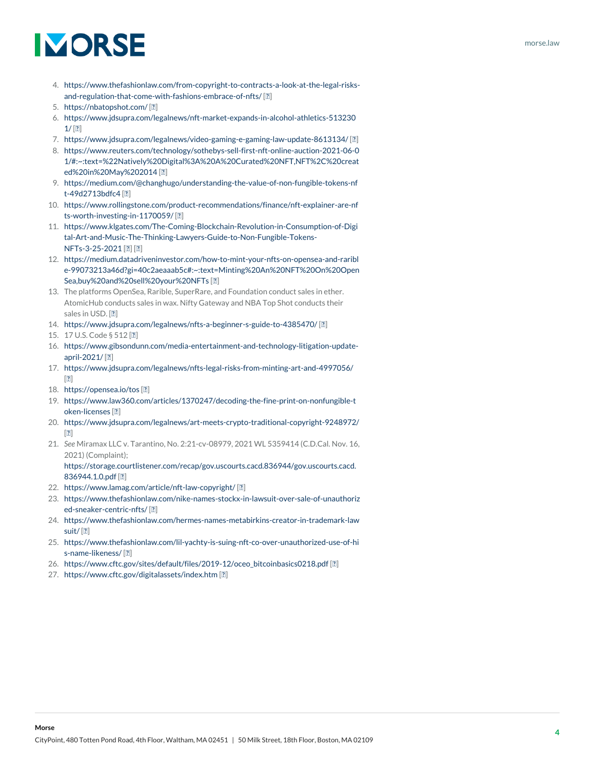4. https://www.thefashionlaw.com/from-copyright-to-contracts-a-look-at-the-legal-risks-and-regulation-that-come-with-fashions-embrace-of-nfts/ [↩]
5. https://nbatopshot.com/ [↩]
6. https://www.jdsupra.com/legalnews/nft-market-expands-in-alcohol-athletics-5132301/ [↩]
7. https://www.jdsupra.com/legalnews/video-gaming-e-gaming-law-update-8613134/ [↩]
8. https://www.reuters.com/technology/sothebys-sell-first-nft-online-auction-2021-06-01/#:~:text=%22Natively%20Digital%3A%20A%20Curated%20NFT,NFT%2C%20created%20in%20May%202014 [↩]
9. https://medium.com/@changhugo/understanding-the-value-of-non-fungible-tokens-nft-49d2713bdfc4 [↩]
10. https://www.rollingstone.com/product-recommendations/finance/nft-explainer-are-nfts-worth-investing-in-1170059/ [↩]
11. https://www.klgates.com/The-Coming-Blockchain-Revolution-in-Consumption-of-Digital-Art-and-Music-The-Thinking-Lawyers-Guide-to-Non-Fungible-Tokens-NFTs-3-25-2021 [↩] [↩]
12. https://medium.datadriveninvestor.com/how-to-mint-your-nfts-on-opensea-and-rarible-99073213a46d?gi=40c2aeaaab5c#:~:text=Minting%20An%20NFT%20On%20OpenSea,buy%20and%20sell%20your%20NFTs [↩]
13. The platforms OpenSea, Rarible, SuperRare, and Foundation conduct sales in ether. AtomicHub conducts sales in wax. Nifty Gateway and NBA Top Shot conducts their sales in USD. [↩]
14. https://www.jdsupra.com/legalnews/nfts-a-beginner-s-guide-to-4385470/ [↩]
15. 17 U.S. Code § 512 [↩]
16. https://www.gibsondunn.com/media-entertainment-and-technology-litigation-update-april-2021/ [↩]
17. https://www.jdsupra.com/legalnews/nfts-legal-risks-from-minting-art-and-4997056/ [↩]
18. https://opensea.io/tos [↩]
19. https://www.law360.com/articles/1370247/decoding-the-fine-print-on-nonfungible-token-licenses [↩]
20. https://www.jdsupra.com/legalnews/art-meets-crypto-traditional-copyright-9248972/ [↩]
21. *See* Miramax LLC v. Tarantino, No. 2:21-cv-08979, 2021 WL 5359414 (C.D.Cal. Nov. 16, 2021) (Complaint); https://storage.courtlistener.com/recap/gov.uscourts.cacd.836944/gov.uscourts.cacd.836944.1.0.pdf [↩]
22. https://www.lamag.com/article/nft-law-copyright/ [↩]
23. https://www.thefashionlaw.com/nike-names-stockx-in-lawsuit-over-sale-of-unauthorized-sneaker-centric-nfts/ [↩]
24. https://www.thefashionlaw.com/hermes-names-metabirkins-creator-in-trademark-lawsuit/ [↩]
25. https://www.thefashionlaw.com/lil-yachty-is-suing-nft-co-over-unauthorized-use-of-his-name-likeness/ [↩]
26. https://www.cftc.gov/sites/default/files/2019-12/oceo_bitcoinbasics0218.pdf [↩]
27. https://www.cftc.gov/digitalassets/index.htm [↩]